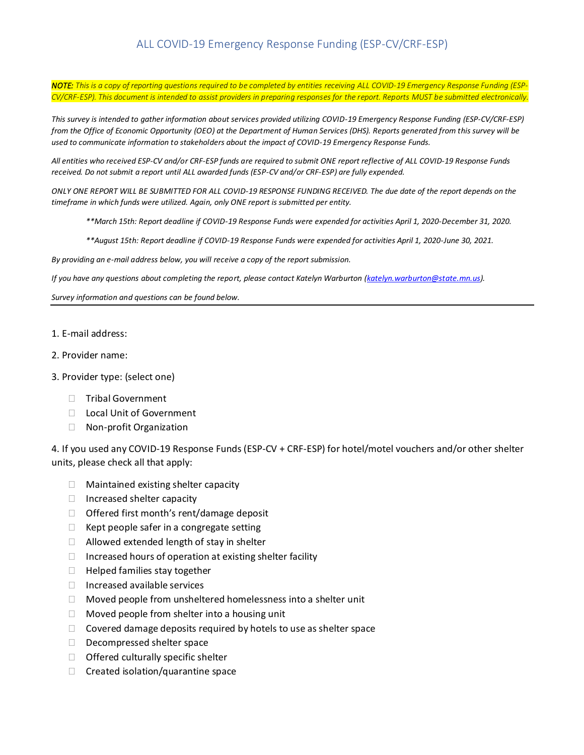# ALL COVID-19 Emergency Response Funding (ESP-CV/CRF-ESP)

***NOTE:** This is a copy of reporting questions required to be completed by entities receiving ALL COVID-19 Emergency Response Funding (ESP-CV/CRF-ESP). This document is intended to assist providers in preparing responses for the report. Reports MUST be submitted electronically.*

*This survey is intended to gather information about services provided utilizing COVID-19 Emergency Response Funding (ESP-CV/CRF-ESP) from the Office of Economic Opportunity (OEO) at the Department of Human Services (DHS). Reports generated from this survey will be used to communicate information to stakeholders about the impact of COVID-19 Emergency Response Funds.*

*All entities who received ESP-CV and/or CRF-ESP funds are required to submit ONE report reflective of ALL COVID-19 Response Funds received. Do not submit a report until ALL awarded funds (ESP-CV and/or CRF-ESP) are fully expended.*

*ONLY ONE REPORT WILL BE SUBMITTED FOR ALL COVID-19 RESPONSE FUNDING RECEIVED. The due date of the report depends on the timeframe in which funds were utilized. Again, only ONE report is submitted per entity.*

> *\*\*March 15th: Report deadline if COVID-19 Response Funds were expended for activities April 1, 2020-December 31, 2020.*
>
> *\*\*August 15th: Report deadline if COVID-19 Response Funds were expended for activities April 1, 2020-June 30, 2021.*

*By providing an e-mail address below, you will receive a copy of the report submission.*

*If you have any questions about completing the report, please contact Katelyn Warburton (katelyn.warburton@state.mn.us).*

*Survey information and questions can be found below.*

---

1. E-mail address:

2. Provider name:

3. Provider type: (select one)

- ☐ Tribal Government
- ☐ Local Unit of Government
- ☐ Non-profit Organization

4. If you used any COVID-19 Response Funds (ESP-CV + CRF-ESP) for hotel/motel vouchers and/or other shelter units, please check all that apply:

- ☐ Maintained existing shelter capacity
- ☐ Increased shelter capacity
- ☐ Offered first month's rent/damage deposit
- ☐ Kept people safer in a congregate setting
- ☐ Allowed extended length of stay in shelter
- ☐ Increased hours of operation at existing shelter facility
- ☐ Helped families stay together
- ☐ Increased available services
- ☐ Moved people from unsheltered homelessness into a shelter unit
- ☐ Moved people from shelter into a housing unit
- ☐ Covered damage deposits required by hotels to use as shelter space
- ☐ Decompressed shelter space
- ☐ Offered culturally specific shelter
- ☐ Created isolation/quarantine space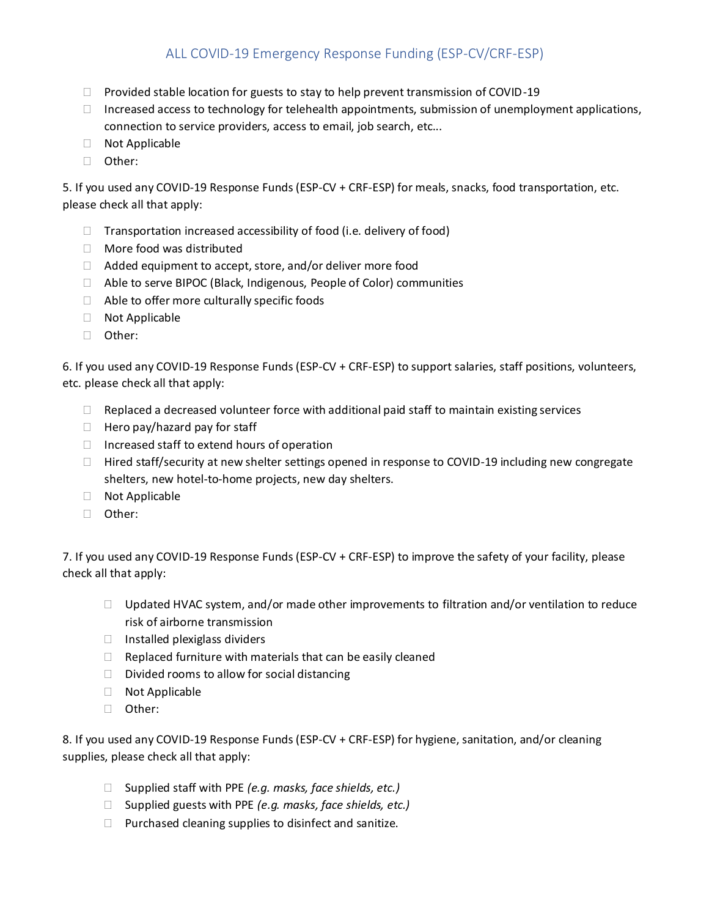ALL COVID-19 Emergency Response Funding (ESP-CV/CRF-ESP)

- ☐ Provided stable location for guests to stay to help prevent transmission of COVID-19
- ☐ Increased access to technology for telehealth appointments, submission of unemployment applications, connection to service providers, access to email, job search, etc...
- ☐ Not Applicable
- ☐ Other:

5. If you used any COVID-19 Response Funds (ESP-CV + CRF-ESP) for meals, snacks, food transportation, etc. please check all that apply:

- ☐ Transportation increased accessibility of food (i.e. delivery of food)
- ☐ More food was distributed
- ☐ Added equipment to accept, store, and/or deliver more food
- ☐ Able to serve BIPOC (Black, Indigenous, People of Color) communities
- ☐ Able to offer more culturally specific foods
- ☐ Not Applicable
- ☐ Other:

6. If you used any COVID-19 Response Funds (ESP-CV + CRF-ESP) to support salaries, staff positions, volunteers, etc. please check all that apply:

- ☐ Replaced a decreased volunteer force with additional paid staff to maintain existing services
- ☐ Hero pay/hazard pay for staff
- ☐ Increased staff to extend hours of operation
- ☐ Hired staff/security at new shelter settings opened in response to COVID-19 including new congregate shelters, new hotel-to-home projects, new day shelters.
- ☐ Not Applicable
- ☐ Other:

7. If you used any COVID-19 Response Funds (ESP-CV + CRF-ESP) to improve the safety of your facility, please check all that apply:

- ☐ Updated HVAC system, and/or made other improvements to filtration and/or ventilation to reduce risk of airborne transmission
- ☐ Installed plexiglass dividers
- ☐ Replaced furniture with materials that can be easily cleaned
- ☐ Divided rooms to allow for social distancing
- ☐ Not Applicable
- ☐ Other:

8. If you used any COVID-19 Response Funds (ESP-CV + CRF-ESP) for hygiene, sanitation, and/or cleaning supplies, please check all that apply:

- ☐ Supplied staff with PPE *(e.g. masks, face shields, etc.)*
- ☐ Supplied guests with PPE *(e.g. masks, face shields, etc.)*
- ☐ Purchased cleaning supplies to disinfect and sanitize.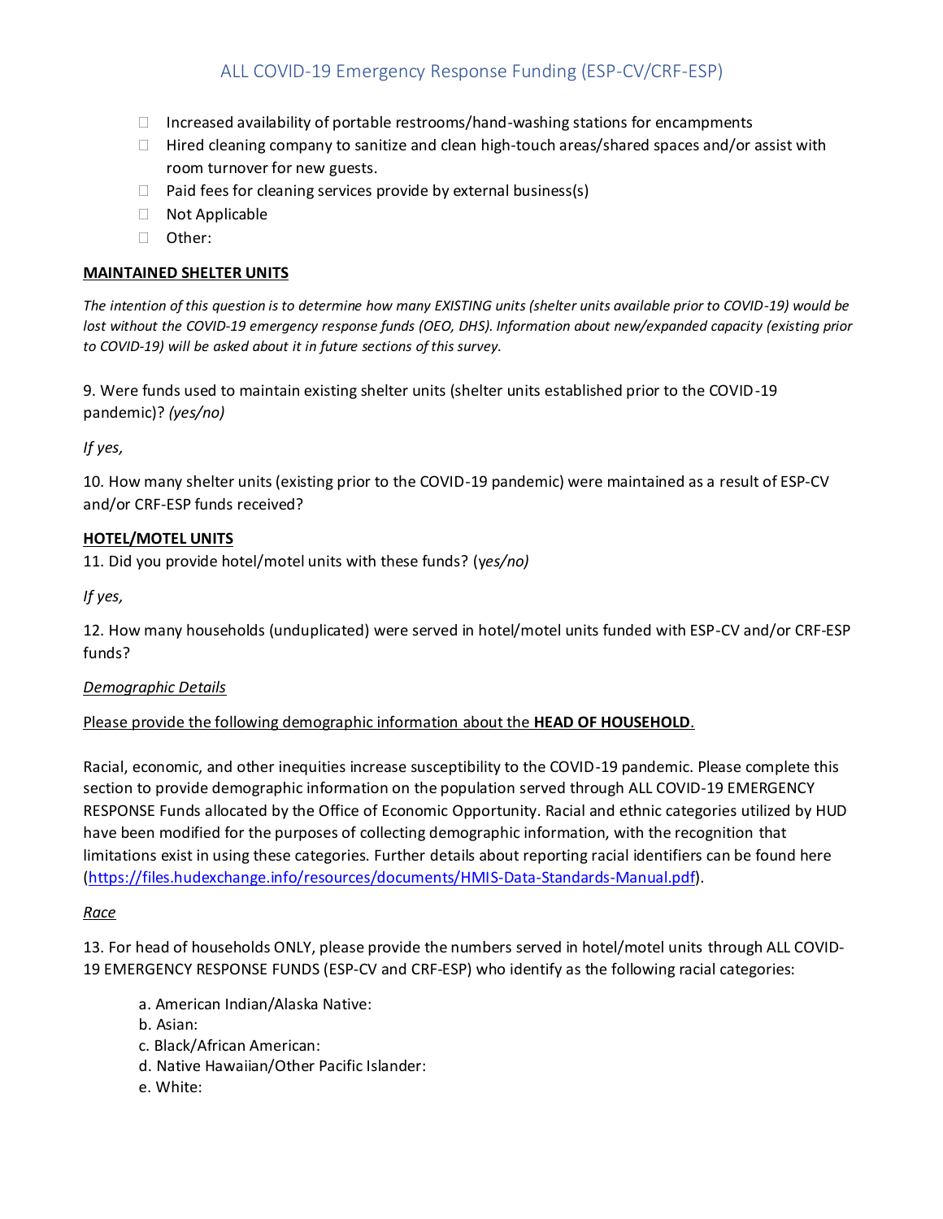- ☐ Increased availability of portable restrooms/hand-washing stations for encampments
- ☐ Hired cleaning company to sanitize and clean high-touch areas/shared spaces and/or assist with room turnover for new guests.
- ☐ Paid fees for cleaning services provide by external business(s)
- ☐ Not Applicable
- ☐ Other:

**MAINTAINED SHELTER UNITS**

*The intention of this question is to determine how many EXISTING units (shelter units available prior to COVID-19) would be lost without the COVID-19 emergency response funds (OEO, DHS). Information about new/expanded capacity (existing prior to COVID-19) will be asked about it in future sections of this survey.*

9. Were funds used to maintain existing shelter units (shelter units established prior to the COVID-19 pandemic)? *(yes/no)*

*If yes,*

10. How many shelter units (existing prior to the COVID-19 pandemic) were maintained as a result of ESP-CV and/or CRF-ESP funds received?

**HOTEL/MOTEL UNITS**

11. Did you provide hotel/motel units with these funds? (y*es/no)*

*If yes,*

12. How many households (unduplicated) were served in hotel/motel units funded with ESP-CV and/or CRF-ESP funds?

*Demographic Details*

Please provide the following demographic information about the **HEAD OF HOUSEHOLD**.

Racial, economic, and other inequities increase susceptibility to the COVID-19 pandemic. Please complete this section to provide demographic information on the population served through ALL COVID-19 EMERGENCY RESPONSE Funds allocated by the Office of Economic Opportunity. Racial and ethnic categories utilized by HUD have been modified for the purposes of collecting demographic information, with the recognition that limitations exist in using these categories. Further details about reporting racial identifiers can be found here (https://files.hudexchange.info/resources/documents/HMIS-Data-Standards-Manual.pdf).

*Race*

13. For head of households ONLY, please provide the numbers served in hotel/motel units through ALL COVID-19 EMERGENCY RESPONSE FUNDS (ESP-CV and CRF-ESP) who identify as the following racial categories:

a. American Indian/Alaska Native:
b. Asian:
c. Black/African American:
d. Native Hawaiian/Other Pacific Islander:
e. White: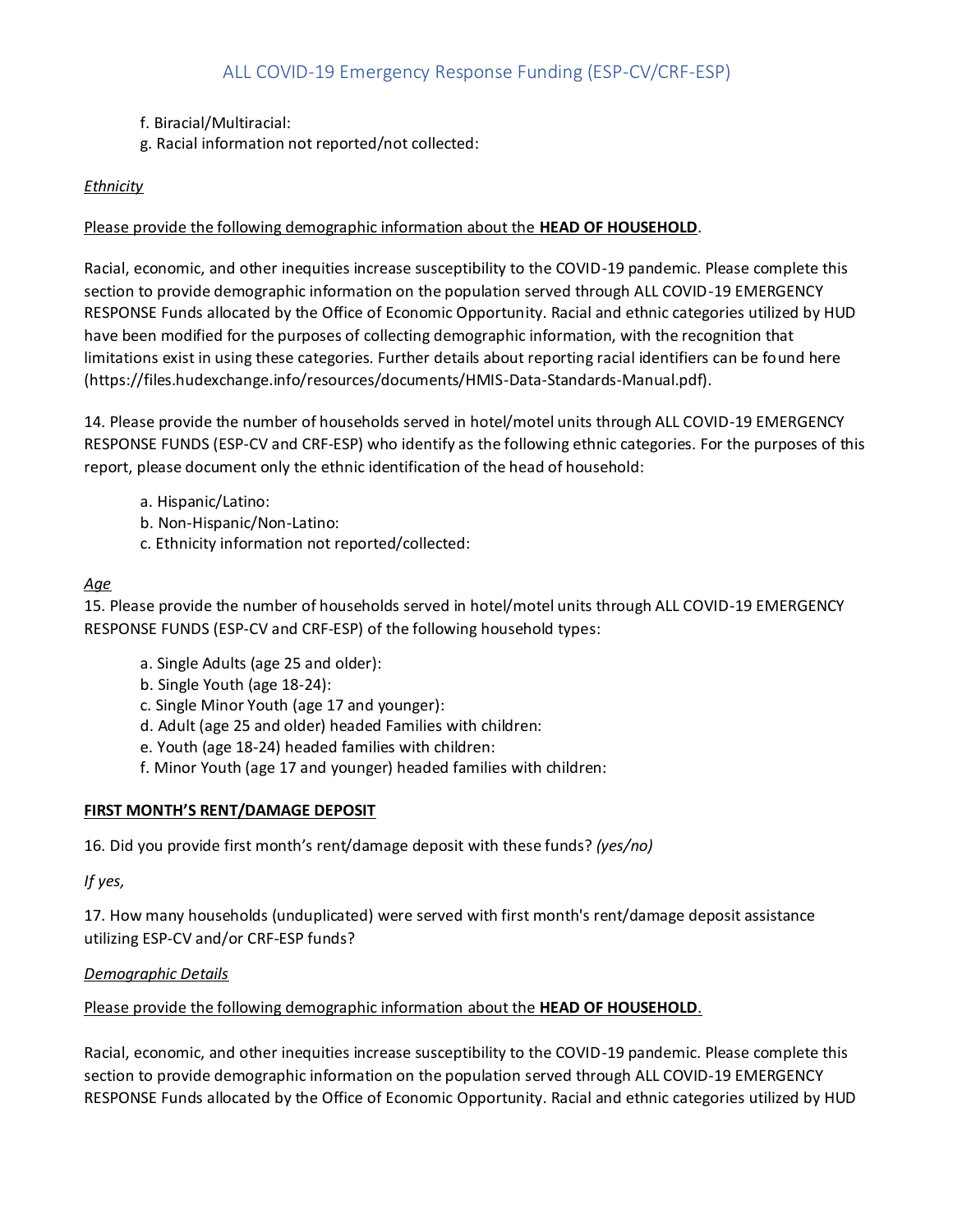f. Biracial/Multiracial:
g. Racial information not reported/not collected:

*Ethnicity*

Please provide the following demographic information about the **HEAD OF HOUSEHOLD**.

Racial, economic, and other inequities increase susceptibility to the COVID-19 pandemic. Please complete this section to provide demographic information on the population served through ALL COVID-19 EMERGENCY RESPONSE Funds allocated by the Office of Economic Opportunity. Racial and ethnic categories utilized by HUD have been modified for the purposes of collecting demographic information, with the recognition that limitations exist in using these categories. Further details about reporting racial identifiers can be found here (https://files.hudexchange.info/resources/documents/HMIS-Data-Standards-Manual.pdf).

14. Please provide the number of households served in hotel/motel units through ALL COVID-19 EMERGENCY RESPONSE FUNDS (ESP-CV and CRF-ESP) who identify as the following ethnic categories. For the purposes of this report, please document only the ethnic identification of the head of household:

a. Hispanic/Latino:
b. Non-Hispanic/Non-Latino:
c. Ethnicity information not reported/collected:

*Age*

15. Please provide the number of households served in hotel/motel units through ALL COVID-19 EMERGENCY RESPONSE FUNDS (ESP-CV and CRF-ESP) of the following household types:

a. Single Adults (age 25 and older):
b. Single Youth (age 18-24):
c. Single Minor Youth (age 17 and younger):
d. Adult (age 25 and older) headed Families with children:
e. Youth (age 18-24) headed families with children:
f. Minor Youth (age 17 and younger) headed families with children:

**FIRST MONTH'S RENT/DAMAGE DEPOSIT**

16. Did you provide first month's rent/damage deposit with these funds? *(yes/no)*

*If yes,*

17. How many households (unduplicated) were served with first month's rent/damage deposit assistance utilizing ESP-CV and/or CRF-ESP funds?

*Demographic Details*

Please provide the following demographic information about the **HEAD OF HOUSEHOLD**.

Racial, economic, and other inequities increase susceptibility to the COVID-19 pandemic. Please complete this section to provide demographic information on the population served through ALL COVID-19 EMERGENCY RESPONSE Funds allocated by the Office of Economic Opportunity. Racial and ethnic categories utilized by HUD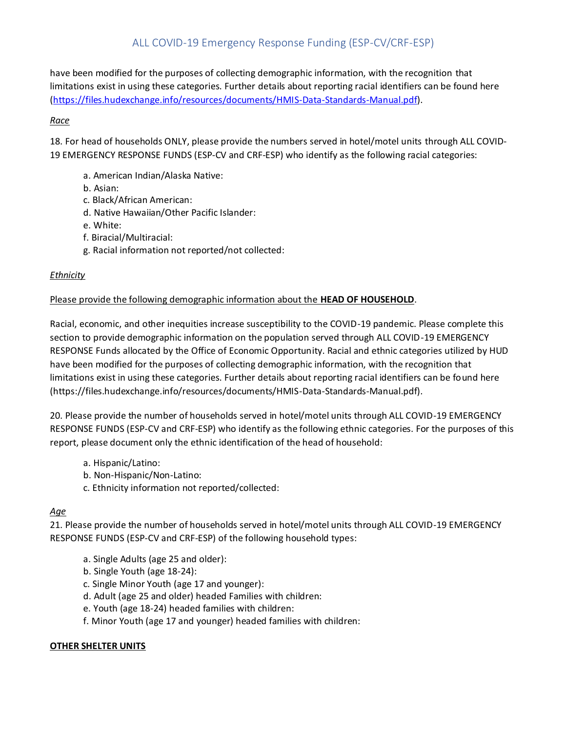have been modified for the purposes of collecting demographic information, with the recognition that limitations exist in using these categories. Further details about reporting racial identifiers can be found here (https://files.hudexchange.info/resources/documents/HMIS-Data-Standards-Manual.pdf).

*Race*

18. For head of households ONLY, please provide the numbers served in hotel/motel units through ALL COVID-19 EMERGENCY RESPONSE FUNDS (ESP-CV and CRF-ESP) who identify as the following racial categories:

    a. American Indian/Alaska Native:
    b. Asian:
    c. Black/African American:
    d. Native Hawaiian/Other Pacific Islander:
    e. White:
    f. Biracial/Multiracial:
    g. Racial information not reported/not collected:

*Ethnicity*

Please provide the following demographic information about the **HEAD OF HOUSEHOLD**.

Racial, economic, and other inequities increase susceptibility to the COVID-19 pandemic. Please complete this section to provide demographic information on the population served through ALL COVID-19 EMERGENCY RESPONSE Funds allocated by the Office of Economic Opportunity. Racial and ethnic categories utilized by HUD have been modified for the purposes of collecting demographic information, with the recognition that limitations exist in using these categories. Further details about reporting racial identifiers can be found here (https://files.hudexchange.info/resources/documents/HMIS-Data-Standards-Manual.pdf).

20. Please provide the number of households served in hotel/motel units through ALL COVID-19 EMERGENCY RESPONSE FUNDS (ESP-CV and CRF-ESP) who identify as the following ethnic categories. For the purposes of this report, please document only the ethnic identification of the head of household:

    a. Hispanic/Latino:
    b. Non-Hispanic/Non-Latino:
    c. Ethnicity information not reported/collected:

*Age*

21. Please provide the number of households served in hotel/motel units through ALL COVID-19 EMERGENCY RESPONSE FUNDS (ESP-CV and CRF-ESP) of the following household types:

    a. Single Adults (age 25 and older):
    b. Single Youth (age 18-24):
    c. Single Minor Youth (age 17 and younger):
    d. Adult (age 25 and older) headed Families with children:
    e. Youth (age 18-24) headed families with children:
    f. Minor Youth (age 17 and younger) headed families with children:

**OTHER SHELTER UNITS**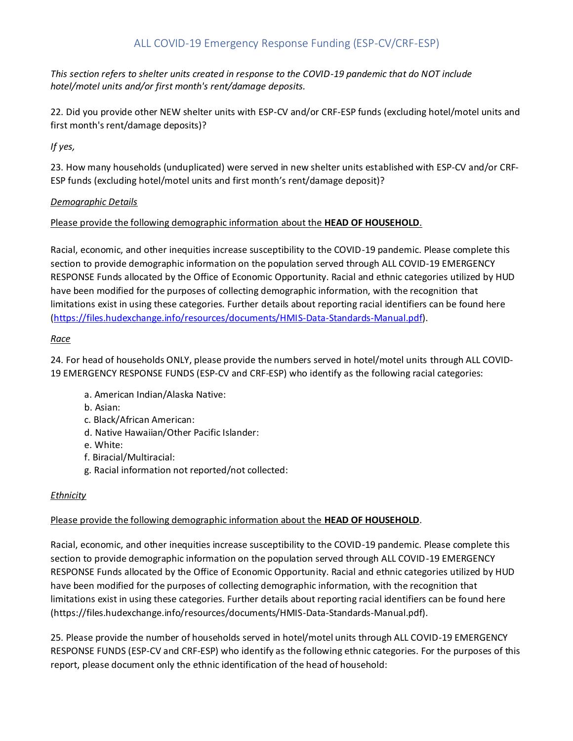## ALL COVID-19 Emergency Response Funding (ESP-CV/CRF-ESP)

*This section refers to shelter units created in response to the COVID-19 pandemic that do NOT include hotel/motel units and/or first month's rent/damage deposits.*

22. Did you provide other NEW shelter units with ESP-CV and/or CRF-ESP funds (excluding hotel/motel units and first month's rent/damage deposits)?

*If yes,*

23. How many households (unduplicated) were served in new shelter units established with ESP-CV and/or CRF-ESP funds (excluding hotel/motel units and first month's rent/damage deposit)?

<u>*Demographic Details*</u>

<u>Please provide the following demographic information about the **HEAD OF HOUSEHOLD**.</u>

Racial, economic, and other inequities increase susceptibility to the COVID-19 pandemic. Please complete this section to provide demographic information on the population served through ALL COVID-19 EMERGENCY RESPONSE Funds allocated by the Office of Economic Opportunity. Racial and ethnic categories utilized by HUD have been modified for the purposes of collecting demographic information, with the recognition that limitations exist in using these categories. Further details about reporting racial identifiers can be found here (https://files.hudexchange.info/resources/documents/HMIS-Data-Standards-Manual.pdf).

<u>*Race*</u>

24. For head of households ONLY, please provide the numbers served in hotel/motel units through ALL COVID-19 EMERGENCY RESPONSE FUNDS (ESP-CV and CRF-ESP) who identify as the following racial categories:

a. American Indian/Alaska Native:
b. Asian:
c. Black/African American:
d. Native Hawaiian/Other Pacific Islander:
e. White:
f. Biracial/Multiracial:
g. Racial information not reported/not collected:

<u>*Ethnicity*</u>

<u>Please provide the following demographic information about the **HEAD OF HOUSEHOLD**.</u>

Racial, economic, and other inequities increase susceptibility to the COVID-19 pandemic. Please complete this section to provide demographic information on the population served through ALL COVID-19 EMERGENCY RESPONSE Funds allocated by the Office of Economic Opportunity. Racial and ethnic categories utilized by HUD have been modified for the purposes of collecting demographic information, with the recognition that limitations exist in using these categories. Further details about reporting racial identifiers can be found here (https://files.hudexchange.info/resources/documents/HMIS-Data-Standards-Manual.pdf).

25. Please provide the number of households served in hotel/motel units through ALL COVID-19 EMERGENCY RESPONSE FUNDS (ESP-CV and CRF-ESP) who identify as the following ethnic categories. For the purposes of this report, please document only the ethnic identification of the head of household: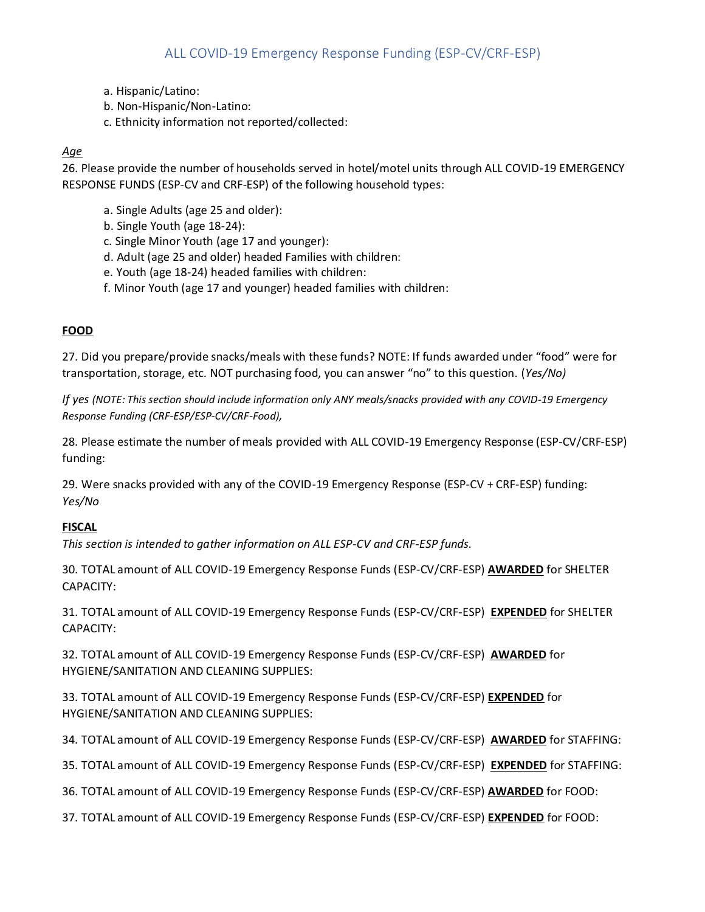a. Hispanic/Latino:
b. Non-Hispanic/Non-Latino:
c. Ethnicity information not reported/collected:

*Age*

26. Please provide the number of households served in hotel/motel units through ALL COVID-19 EMERGENCY RESPONSE FUNDS (ESP-CV and CRF-ESP) of the following household types:

   a. Single Adults (age 25 and older):
   b. Single Youth (age 18-24):
   c. Single Minor Youth (age 17 and younger):
   d. Adult (age 25 and older) headed Families with children:
   e. Youth (age 18-24) headed families with children:
   f. Minor Youth (age 17 and younger) headed families with children:

**FOOD**

27. Did you prepare/provide snacks/meals with these funds? NOTE: If funds awarded under "food" were for transportation, storage, etc. NOT purchasing food, you can answer "no" to this question. (*Yes/No*)

*If yes (NOTE: This section should include information only ANY meals/snacks provided with any COVID-19 Emergency Response Funding (CRF-ESP/ESP-CV/CRF-Food),*

28. Please estimate the number of meals provided with ALL COVID-19 Emergency Response (ESP-CV/CRF-ESP) funding:

29. Were snacks provided with any of the COVID-19 Emergency Response (ESP-CV + CRF-ESP) funding: *Yes/No*

**FISCAL**

*This section is intended to gather information on ALL ESP-CV and CRF-ESP funds.*

30. TOTAL amount of ALL COVID-19 Emergency Response Funds (ESP-CV/CRF-ESP) **AWARDED** for SHELTER CAPACITY:

31. TOTAL amount of ALL COVID-19 Emergency Response Funds (ESP-CV/CRF-ESP) **EXPENDED** for SHELTER CAPACITY:

32. TOTAL amount of ALL COVID-19 Emergency Response Funds (ESP-CV/CRF-ESP) **AWARDED** for HYGIENE/SANITATION AND CLEANING SUPPLIES:

33. TOTAL amount of ALL COVID-19 Emergency Response Funds (ESP-CV/CRF-ESP) **EXPENDED** for HYGIENE/SANITATION AND CLEANING SUPPLIES:

34. TOTAL amount of ALL COVID-19 Emergency Response Funds (ESP-CV/CRF-ESP) **AWARDED** for STAFFING:

35. TOTAL amount of ALL COVID-19 Emergency Response Funds (ESP-CV/CRF-ESP) **EXPENDED** for STAFFING:

36. TOTAL amount of ALL COVID-19 Emergency Response Funds (ESP-CV/CRF-ESP) **AWARDED** for FOOD:

37. TOTAL amount of ALL COVID-19 Emergency Response Funds (ESP-CV/CRF-ESP) **EXPENDED** for FOOD: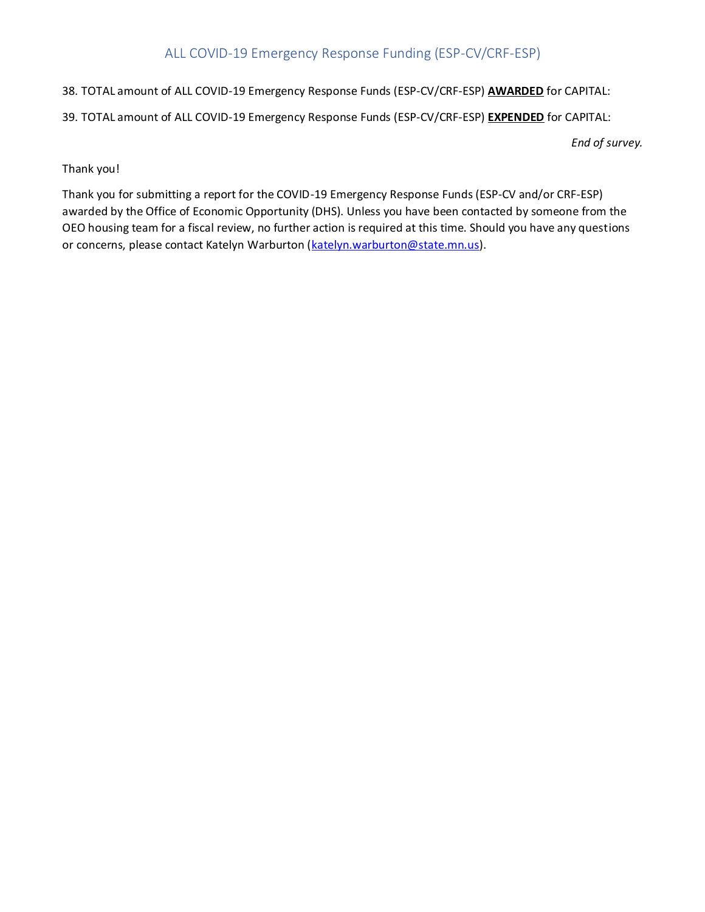## ALL COVID-19 Emergency Response Funding (ESP-CV/CRF-ESP)

38. TOTAL amount of ALL COVID-19 Emergency Response Funds (ESP-CV/CRF-ESP) **AWARDED** for CAPITAL:

39. TOTAL amount of ALL COVID-19 Emergency Response Funds (ESP-CV/CRF-ESP) **EXPENDED** for CAPITAL:

*End of survey.*

Thank you!

Thank you for submitting a report for the COVID-19 Emergency Response Funds (ESP-CV and/or CRF-ESP) awarded by the Office of Economic Opportunity (DHS). Unless you have been contacted by someone from the OEO housing team for a fiscal review, no further action is required at this time. Should you have any questions or concerns, please contact Katelyn Warburton (katelyn.warburton@state.mn.us).